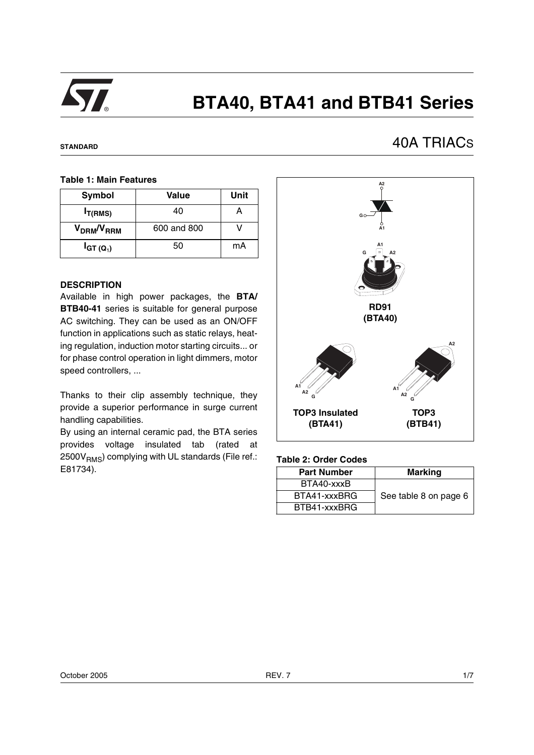# BTA40, BTA41 and BTB41 Series

**STANDARD**

## 40A TRIACS

**Table 1: Main Features**

| Symbol | Value | Unit |
|---|---|---|
| $I_{T(RMS)}$ | 40 | A |
| $V_{DRM}/V_{RRM}$ | 600 and 800 | V |
| $I_{GT\ (Q_1)}$ | 50 | mA |

### DESCRIPTION

Available in high power packages, the **BTA/ BTB40-41** series is suitable for general purpose AC switching. They can be used as an ON/OFF function in applications such as static relays, heating regulation, induction motor starting circuits... or for phase control operation in light dimmers, motor speed controllers, ...

Thanks to their clip assembly technique, they provide a superior performance in surge current handling capabilities.

By using an internal ceramic pad, the BTA series provides voltage insulated tab (rated at $2500V_{RMS}$) complying with UL standards (File ref.: E81734).

A2

G

A1

A1

G A2

**RD91 (BTA40)**

A1 A2 G

**TOP3 Insulated (BTA41)**

A2

A1 A2 G

**TOP3 (BTB41)**

**Table 2: Order Codes**

| Part Number | Marking |
|---|---|
| BTA40-xxxB | See table 8 on page 6 |
| BTA41-xxxBRG | |
| BTB41-xxxBRG | |

October 2005 REV. 7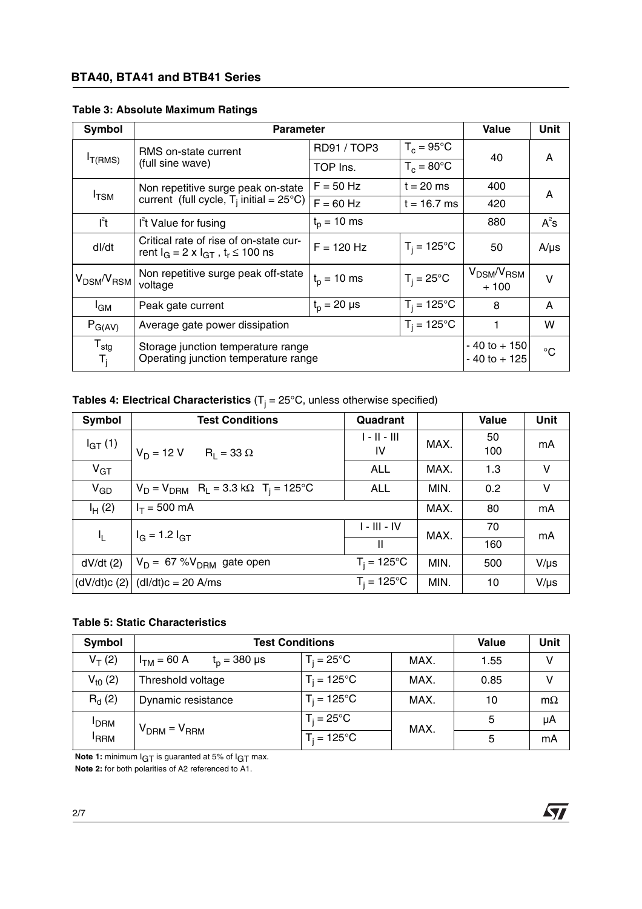**Table 3: Absolute Maximum Ratings**

| Symbol | Parameter | | | Value | Unit |
|---|---|---|---|---|---|
| $I_{T(RMS)}$ | RMS on-state current (full sine wave) | RD91 / TOP3 | $T_c = 95°C$ | 40 | A |
| | | TOP Ins. | $T_c = 80°C$ | | |
| $I_{TSM}$ | Non repetitive surge peak on-state current (full cycle, $T_j$ initial = 25°C) | F = 50 Hz | t = 20 ms | 400 | A |
| | | F = 60 Hz | t = 16.7 ms | 420 | |
| $I^2t$ | $I^2t$ Value for fusing | $t_p$ = 10 ms | | 880 | $A^2s$ |
| dI/dt | Critical rate of rise of on-state current $I_G = 2 \times I_{GT}$ , $t_r \leq$ 100 ns | F = 120 Hz | $T_j = 125°C$ | 50 | A/µs |
| $V_{DSM}/V_{RSM}$ | Non repetitive surge peak off-state voltage | $t_p$ = 10 ms | $T_j = 25°C$ | $V_{DSM}/V_{RSM}$ + 100 | V |
| $I_{GM}$ | Peak gate current | $t_p$ = 20 µs | $T_j = 125°C$ | 8 | A |
| $P_{G(AV)}$ | Average gate power dissipation | | $T_j = 125°C$ | 1 | W |
| $T_{stg}$ $T_j$ | Storage junction temperature range Operating junction temperature range | | | - 40 to + 150 - 40 to + 125 | °C |

**Tables 4: Electrical Characteristics** ($T_j$ = 25°C, unless otherwise specified)

| Symbol | Test Conditions | Quadrant | | Value | Unit |
|---|---|---|---|---|---|
| $I_{GT}$ (1) | $V_D$ = 12 V $R_L$ = 33 Ω | I - II - III IV | MAX. | 50 100 | mA |
| $V_{GT}$ | | ALL | MAX. | 1.3 | V |
| $V_{GD}$ | $V_D = V_{DRM}$ $R_L$ = 3.3 kΩ $T_j$ = 125°C | ALL | MIN. | 0.2 | V |
| $I_H$ (2) | $I_T$ = 500 mA | | MAX. | 80 | mA |
| $I_L$ | $I_G$ = 1.2 $I_{GT}$ | I - III - IV | MAX. | 70 | mA |
| | | II | | 160 | |
| dV/dt (2) | $V_D$ = 67 %$V_{DRM}$ gate open | $T_j$ = 125°C | MIN. | 500 | V/µs |
| (dV/dt)c (2) | (dI/dt)c = 20 A/ms | $T_j$ = 125°C | MIN. | 10 | V/µs |

**Table 5: Static Characteristics**

| Symbol | Test Conditions | | | Value | Unit |
|---|---|---|---|---|---|
| $V_T$ (2) | $I_{TM}$ = 60 A $t_p$ = 380 µs | $T_j$ = 25°C | MAX. | 1.55 | V |
| $V_{t0}$ (2) | Threshold voltage | $T_j$ = 125°C | MAX. | 0.85 | V |
| $R_d$ (2) | Dynamic resistance | $T_j$ = 125°C | MAX. | 10 | mΩ |
| $I_{DRM}$ $I_{RRM}$ | $V_{DRM} = V_{RRM}$ | $T_j$ = 25°C | MAX. | 5 | µA |
| | | $T_j$ = 125°C | | 5 | mA |

**Note 1:** minimum $I_{GT}$ is guaranted at 5% of $I_{GT}$ max.

**Note 2:** for both polarities of A2 referenced to A1.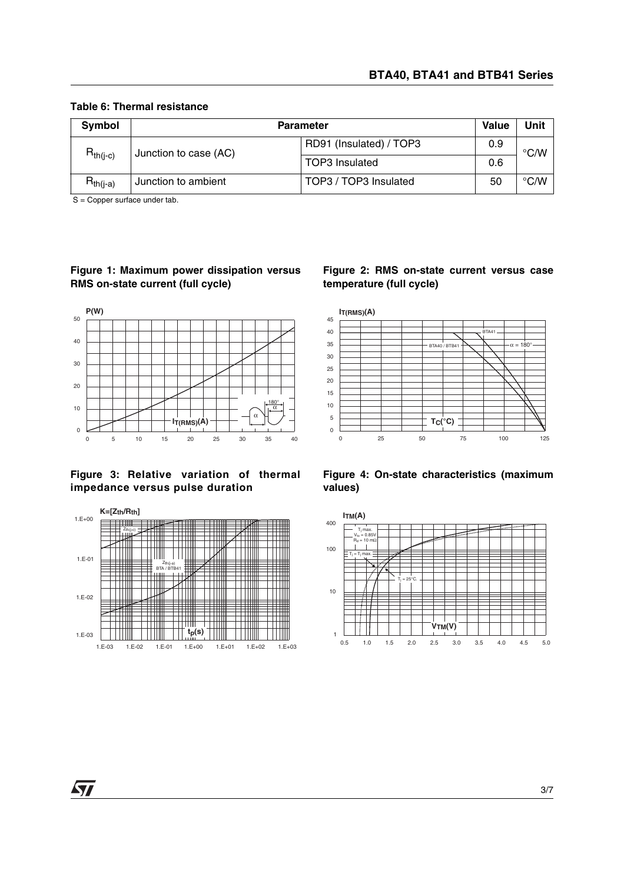**Table 6: Thermal resistance**

| Symbol | Parameter | | Value | Unit |
|---|---|---|---|---|
| $R_{th(j-c)}$ | Junction to case (AC) | RD91 (Insulated) / TOP3 | 0.9 | °C/W |
| | | TOP3 Insulated | 0.6 | |
| $R_{th(j-a)}$ | Junction to ambient | TOP3 / TOP3 Insulated | 50 | °C/W |

S = Copper surface under tab.

**Figure 1: Maximum power dissipation versus RMS on-state current (full cycle)**

**Figure 2: RMS on-state current versus case temperature (full cycle)**

**Figure 3: Relative variation of thermal impedance versus pulse duration**

**Figure 4: On-state characteristics (maximum values)**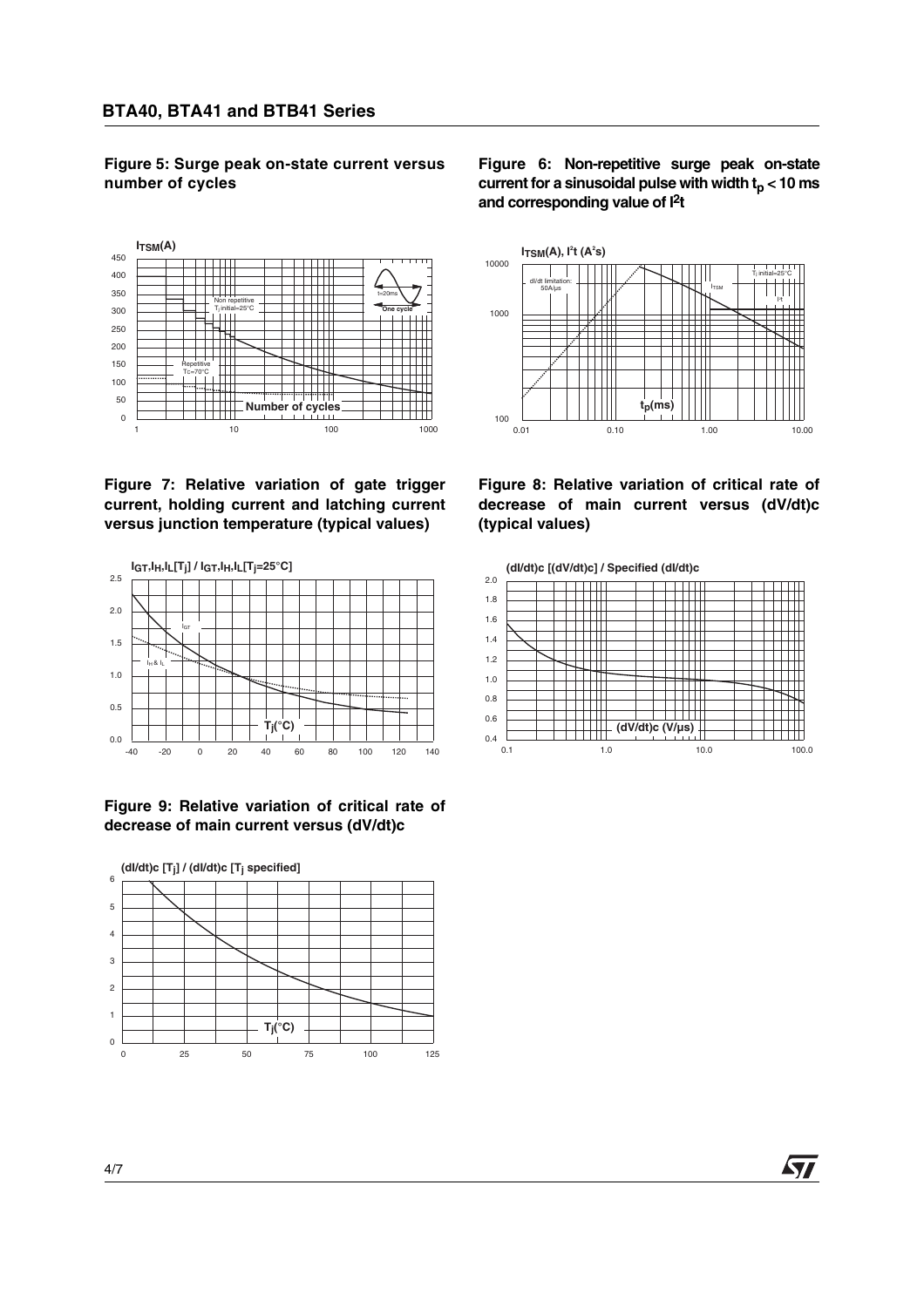**Figure 5: Surge peak on-state current versus number of cycles**

**Figure 6: Non-repetitive surge peak on-state current for a sinusoidal pulse with width $t_p$ < 10 ms and corresponding value of $I^2t$**

**Figure 7: Relative variation of gate trigger current, holding current and latching current versus junction temperature (typical values)**

**Figure 8: Relative variation of critical rate of decrease of main current versus (dV/dt)c (typical values)**

**Figure 9: Relative variation of critical rate of decrease of main current versus (dV/dt)c**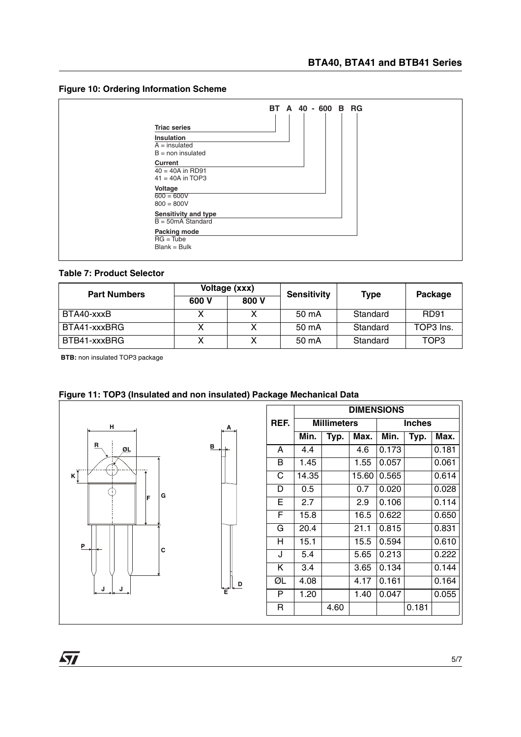## Figure 10: Ordering Information Scheme

**BT A 40 - 600 B RG**

- **Triac series** — BT
- **Insulation** — A
  - A = insulated
  - B = non insulated
- **Current** — 40
  - 40 = 40A in RD91
  - 41 = 40A in TOP3
- **Voltage** — 600
  - 600 = 600V
  - 800 = 800V
- **Sensitivity and type** — B
  - B = 50mA Standard
- **Packing mode** — RG
  - RG = Tube
  - Blank = Bulk

## Table 7: Product Selector

| Part Numbers | Voltage (xxx) | | Sensitivity | Type | Package |
|---|---|---|---|---|---|
| | 600 V | 800 V | | | |
| BTA40-xxxB | X | X | 50 mA | Standard | RD91 |
| BTA41-xxxBRG | X | X | 50 mA | Standard | TOP3 Ins. |
| BTB41-xxxBRG | X | X | 50 mA | Standard | TOP3 |

**BTB:** non insulated TOP3 package

## Figure 11: TOP3 (Insulated and non insulated) Package Mechanical Data

| REF. | DIMENSIONS | | | | | |
|---|---|---|---|---|---|---|
| | Millimeters | | | Inches | | |
| | Min. | Typ. | Max. | Min. | Typ. | Max. |
| A | 4.4 | | 4.6 | 0.173 | | 0.181 |
| B | 1.45 | | 1.55 | 0.057 | | 0.061 |
| C | 14.35 | | 15.60 | 0.565 | | 0.614 |
| D | 0.5 | | 0.7 | 0.020 | | 0.028 |
| E | 2.7 | | 2.9 | 0.106 | | 0.114 |
| F | 15.8 | | 16.5 | 0.622 | | 0.650 |
| G | 20.4 | | 21.1 | 0.815 | | 0.831 |
| H | 15.1 | | 15.5 | 0.594 | | 0.610 |
| J | 5.4 | | 5.65 | 0.213 | | 0.222 |
| K | 3.4 | | 3.65 | 0.134 | | 0.144 |
| ØL | 4.08 | | 4.17 | 0.161 | | 0.164 |
| P | 1.20 | | 1.40 | 0.047 | | 0.055 |
| R | | 4.60 | | | 0.181 | |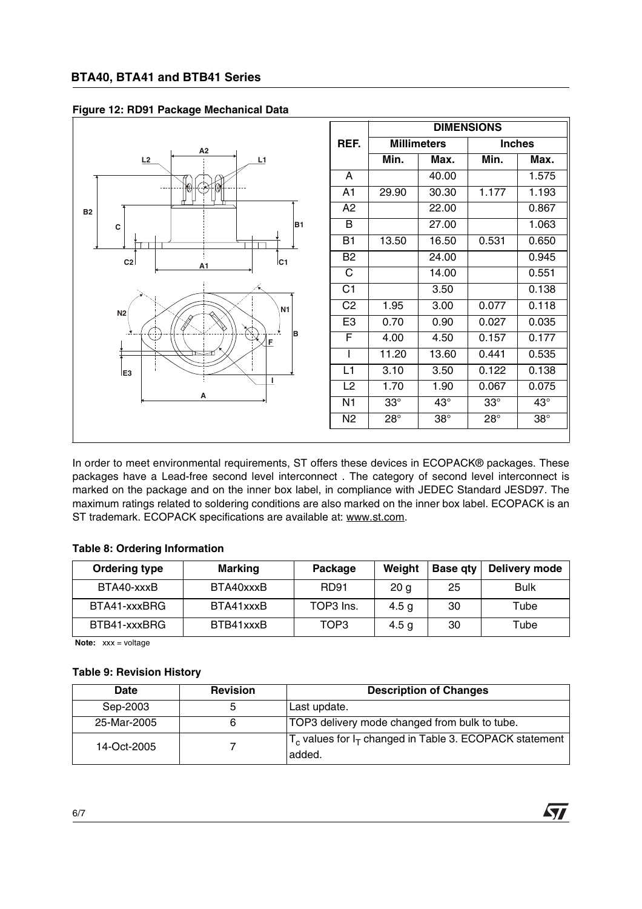**Figure 12: RD91 Package Mechanical Data**

| REF. | DIMENSIONS | | | |
|---|---|---|---|---|
| | Millimeters | | Inches | |
| | Min. | Max. | Min. | Max. |
| A | | 40.00 | | 1.575 |
| A1 | 29.90 | 30.30 | 1.177 | 1.193 |
| A2 | | 22.00 | | 0.867 |
| B | | 27.00 | | 1.063 |
| B1 | 13.50 | 16.50 | 0.531 | 0.650 |
| B2 | | 24.00 | | 0.945 |
| C | | 14.00 | | 0.551 |
| C1 | | 3.50 | | 0.138 |
| C2 | 1.95 | 3.00 | 0.077 | 0.118 |
| E3 | 0.70 | 0.90 | 0.027 | 0.035 |
| F | 4.00 | 4.50 | 0.157 | 0.177 |
| I | 11.20 | 13.60 | 0.441 | 0.535 |
| L1 | 3.10 | 3.50 | 0.122 | 0.138 |
| L2 | 1.70 | 1.90 | 0.067 | 0.075 |
| N1 | 33° | 43° | 33° | 43° |
| N2 | 28° | 38° | 28° | 38° |

In order to meet environmental requirements, ST offers these devices in ECOPACK® packages. These packages have a Lead-free second level interconnect . The category of second level interconnect is marked on the package and on the inner box label, in compliance with JEDEC Standard JESD97. The maximum ratings related to soldering conditions are also marked on the inner box label. ECOPACK is an ST trademark. ECOPACK specifications are available at: www.st.com.

**Table 8: Ordering Information**

| Ordering type | Marking | Package | Weight | Base qty | Delivery mode |
|---|---|---|---|---|---|
| BTA40-xxxB | BTA40xxxB | RD91 | 20 g | 25 | Bulk |
| BTA41-xxxBRG | BTA41xxxB | TOP3 Ins. | 4.5 g | 30 | Tube |
| BTB41-xxxBRG | BTB41xxxB | TOP3 | 4.5 g | 30 | Tube |

**Note:** xxx = voltage

**Table 9: Revision History**

| Date | Revision | Description of Changes |
|---|---|---|
| Sep-2003 | 5 | Last update. |
| 25-Mar-2005 | 6 | TOP3 delivery mode changed from bulk to tube. |
| 14-Oct-2005 | 7 | $T_c$ values for $I_T$ changed in Table 3. ECOPACK statement added. |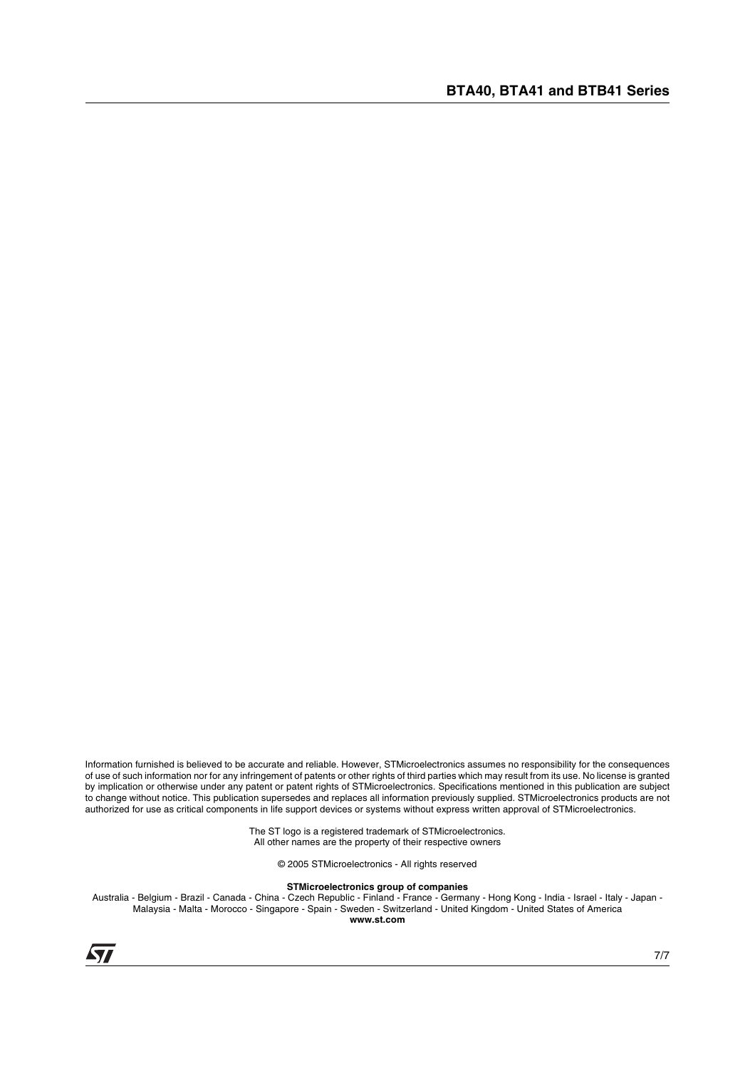Information furnished is believed to be accurate and reliable. However, STMicroelectronics assumes no responsibility for the consequences of use of such information nor for any infringement of patents or other rights of third parties which may result from its use. No license is granted by implication or otherwise under any patent or patent rights of STMicroelectronics. Specifications mentioned in this publication are subject to change without notice. This publication supersedes and replaces all information previously supplied. STMicroelectronics products are not authorized for use as critical components in life support devices or systems without express written approval of STMicroelectronics.

The ST logo is a registered trademark of STMicroelectronics.
All other names are the property of their respective owners

© 2005 STMicroelectronics - All rights reserved

**STMicroelectronics group of companies**

Australia - Belgium - Brazil - Canada - China - Czech Republic - Finland - France - Germany - Hong Kong - India - Israel - Italy - Japan - Malaysia - Malta - Morocco - Singapore - Spain - Sweden - Switzerland - United Kingdom - United States of America

**www.st.com**